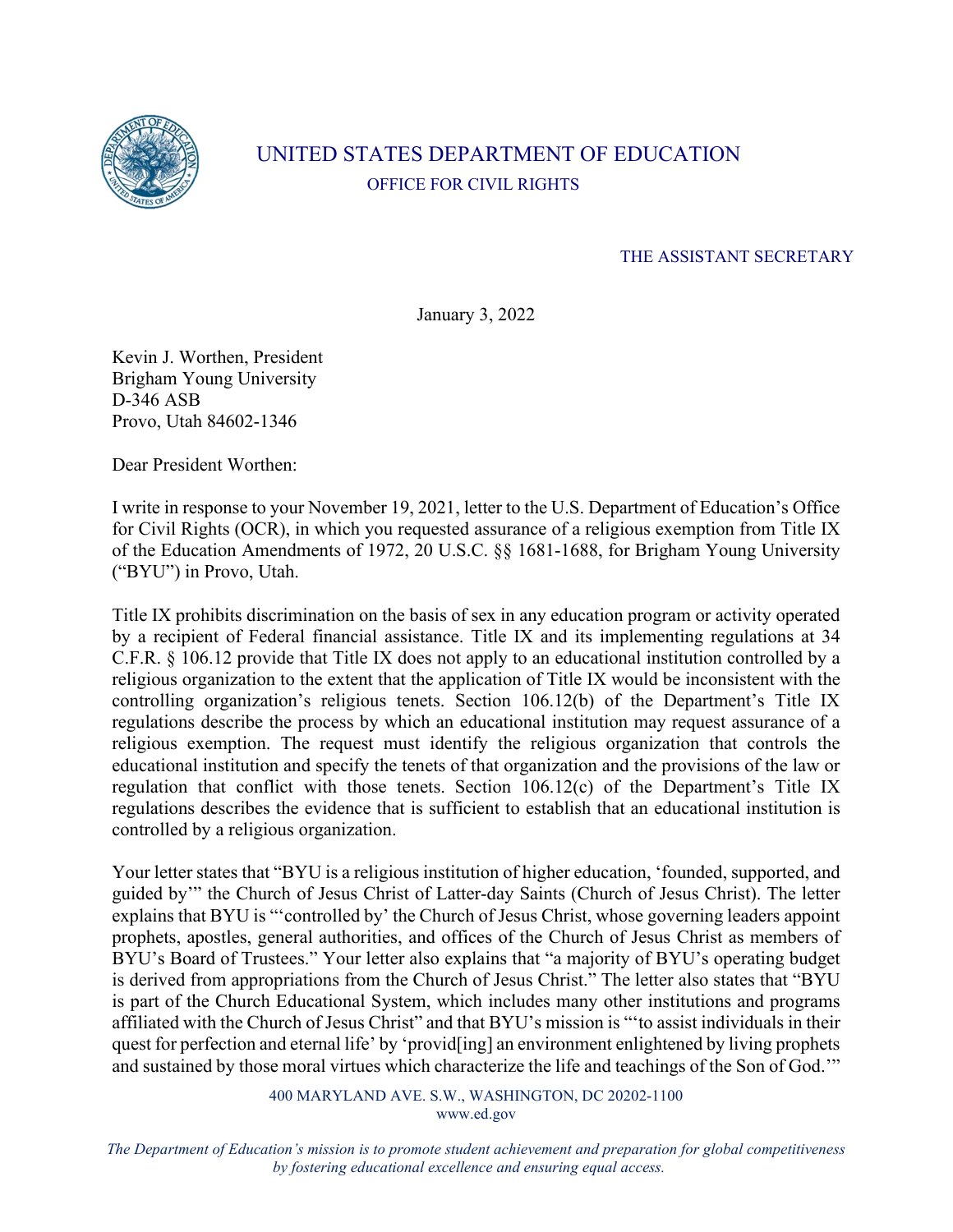# UNITED STATES DEPARTMENT OF EDUCATION

## OFFICE FOR CIVIL RIGHTS

THE ASSISTANT SECRETARY

January 3, 2022

Kevin J. Worthen, President
Brigham Young University
D-346 ASB
Provo, Utah 84602-1346

Dear President Worthen:

I write in response to your November 19, 2021, letter to the U.S. Department of Education's Office for Civil Rights (OCR), in which you requested assurance of a religious exemption from Title IX of the Education Amendments of 1972, 20 U.S.C. §§ 1681-1688, for Brigham Young University ("BYU") in Provo, Utah.

Title IX prohibits discrimination on the basis of sex in any education program or activity operated by a recipient of Federal financial assistance. Title IX and its implementing regulations at 34 C.F.R. § 106.12 provide that Title IX does not apply to an educational institution controlled by a religious organization to the extent that the application of Title IX would be inconsistent with the controlling organization's religious tenets. Section 106.12(b) of the Department's Title IX regulations describe the process by which an educational institution may request assurance of a religious exemption. The request must identify the religious organization that controls the educational institution and specify the tenets of that organization and the provisions of the law or regulation that conflict with those tenets. Section 106.12(c) of the Department's Title IX regulations describes the evidence that is sufficient to establish that an educational institution is controlled by a religious organization.

Your letter states that "BYU is a religious institution of higher education, 'founded, supported, and guided by'" the Church of Jesus Christ of Latter-day Saints (Church of Jesus Christ). The letter explains that BYU is "'controlled by' the Church of Jesus Christ, whose governing leaders appoint prophets, apostles, general authorities, and offices of the Church of Jesus Christ as members of BYU's Board of Trustees." Your letter also explains that "a majority of BYU's operating budget is derived from appropriations from the Church of Jesus Christ." The letter also states that "BYU is part of the Church Educational System, which includes many other institutions and programs affiliated with the Church of Jesus Christ" and that BYU's mission is "'to assist individuals in their quest for perfection and eternal life' by 'provid[ing] an environment enlightened by living prophets and sustained by those moral virtues which characterize the life and teachings of the Son of God.'"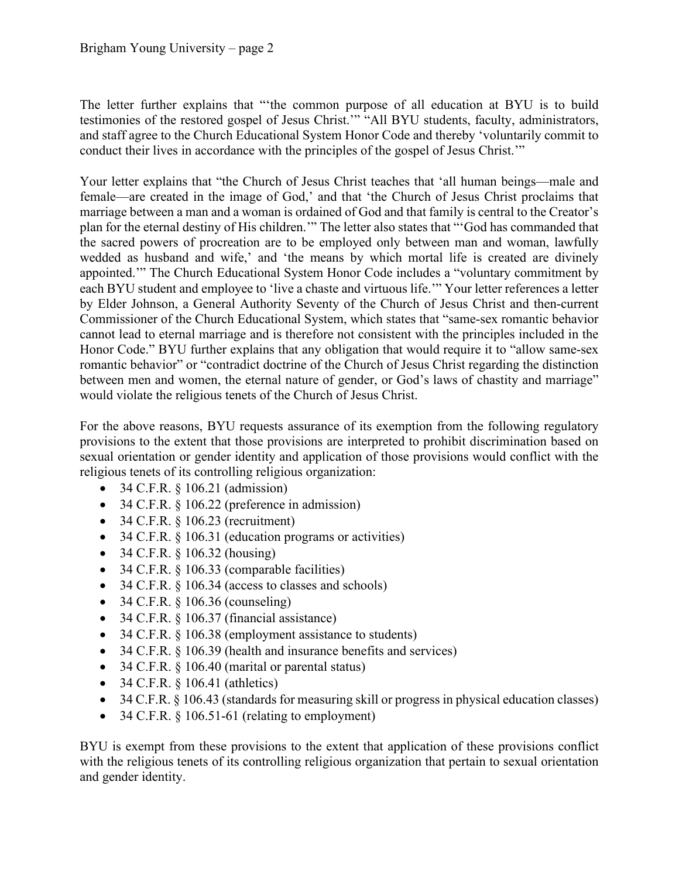The letter further explains that "'the common purpose of all education at BYU is to build testimonies of the restored gospel of Jesus Christ.'" "All BYU students, faculty, administrators, and staff agree to the Church Educational System Honor Code and thereby 'voluntarily commit to conduct their lives in accordance with the principles of the gospel of Jesus Christ.'"

Your letter explains that "the Church of Jesus Christ teaches that 'all human beings—male and female—are created in the image of God,' and that 'the Church of Jesus Christ proclaims that marriage between a man and a woman is ordained of God and that family is central to the Creator's plan for the eternal destiny of His children.'" The letter also states that "'God has commanded that the sacred powers of procreation are to be employed only between man and woman, lawfully wedded as husband and wife,' and 'the means by which mortal life is created are divinely appointed.'" The Church Educational System Honor Code includes a "voluntary commitment by each BYU student and employee to 'live a chaste and virtuous life.'" Your letter references a letter by Elder Johnson, a General Authority Seventy of the Church of Jesus Christ and then-current Commissioner of the Church Educational System, which states that "same-sex romantic behavior cannot lead to eternal marriage and is therefore not consistent with the principles included in the Honor Code." BYU further explains that any obligation that would require it to "allow same-sex romantic behavior" or "contradict doctrine of the Church of Jesus Christ regarding the distinction between men and women, the eternal nature of gender, or God's laws of chastity and marriage" would violate the religious tenets of the Church of Jesus Christ.

For the above reasons, BYU requests assurance of its exemption from the following regulatory provisions to the extent that those provisions are interpreted to prohibit discrimination based on sexual orientation or gender identity and application of those provisions would conflict with the religious tenets of its controlling religious organization:

- 34 C.F.R. § 106.21 (admission)
- 34 C.F.R. § 106.22 (preference in admission)
- 34 C.F.R. § 106.23 (recruitment)
- 34 C.F.R. § 106.31 (education programs or activities)
- 34 C.F.R. § 106.32 (housing)
- 34 C.F.R. § 106.33 (comparable facilities)
- 34 C.F.R. § 106.34 (access to classes and schools)
- 34 C.F.R. § 106.36 (counseling)
- 34 C.F.R. § 106.37 (financial assistance)
- 34 C.F.R. § 106.38 (employment assistance to students)
- 34 C.F.R. § 106.39 (health and insurance benefits and services)
- 34 C.F.R. § 106.40 (marital or parental status)
- 34 C.F.R. § 106.41 (athletics)
- 34 C.F.R. § 106.43 (standards for measuring skill or progress in physical education classes)
- 34 C.F.R. § 106.51-61 (relating to employment)

BYU is exempt from these provisions to the extent that application of these provisions conflict with the religious tenets of its controlling religious organization that pertain to sexual orientation and gender identity.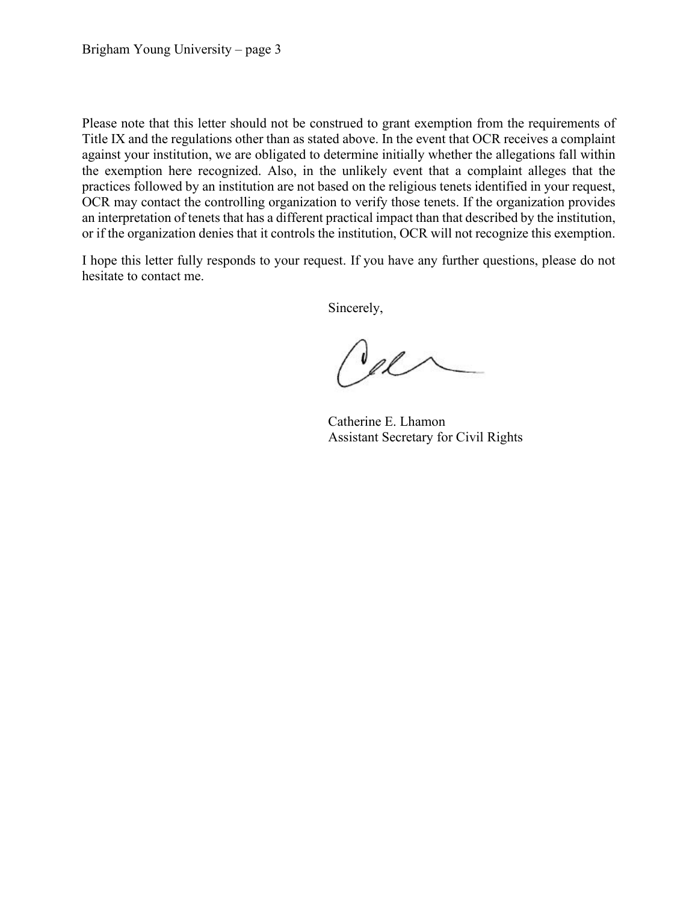Please note that this letter should not be construed to grant exemption from the requirements of Title IX and the regulations other than as stated above. In the event that OCR receives a complaint against your institution, we are obligated to determine initially whether the allegations fall within the exemption here recognized. Also, in the unlikely event that a complaint alleges that the practices followed by an institution are not based on the religious tenets identified in your request, OCR may contact the controlling organization to verify those tenets. If the organization provides an interpretation of tenets that has a different practical impact than that described by the institution, or if the organization denies that it controls the institution, OCR will not recognize this exemption.

I hope this letter fully responds to your request. If you have any further questions, please do not hesitate to contact me.

Sincerely,

Catherine E. Lhamon
Assistant Secretary for Civil Rights